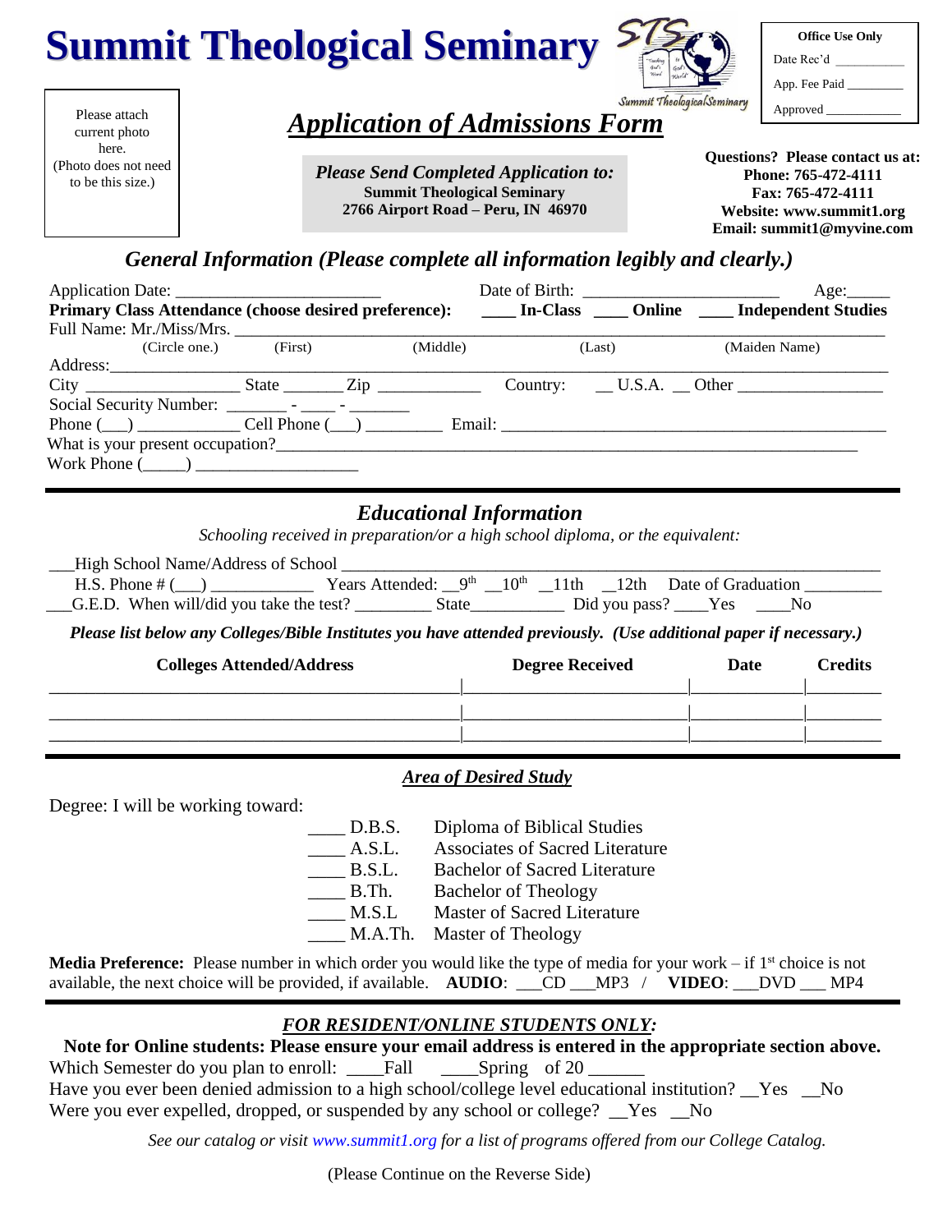# Summit Theological Seminary

| Office Use Only |
| --- |
| Date Rec'd ___________ |
| App. Fee Paid ________ |
| Approved ___________ |

Please attach current photo here. (Photo does not need to be this size.)

## *Application of Admissions Form*

***Please Send Completed Application to:***
**Summit Theological Seminary**
**2766 Airport Road – Peru, IN 46970**

**Questions? Please contact us at:**
**Phone: 765-472-4111**
**Fax: 765-472-4111**
**Website: www.summit1.org**
**Email: summit1@myvine.com**

## *General Information (Please complete all information legibly and clearly.)*

Application Date: ________________________ Date of Birth: ______________________ Age:_____

**Primary Class Attendance (choose desired preference):** ____ **In-Class** ____ **Online** ____ **Independent Studies**

Full Name: Mr./Miss/Mrs. ____________________________________________________________
(Circle one.) (First) (Middle) (Last) (Maiden Name)

Address:_______________________________________________________________________

City _________________ State _______ Zip ____________ Country: __ U.S.A. __ Other ________________

Social Security Number: _______ - ____ - _______

Phone (___) ___________ Cell Phone (___) _________ Email: _____________________________________________

What is your present occupation?__________________________________________________________________

Work Phone (_____) ___________________

## *Educational Information*

*Schooling received in preparation/or a high school diploma, or the equivalent:*

___High School Name/Address of School ____________________________________________________________

H.S. Phone # (___) ___________ Years Attended: __9th __10th __11th __12th Date of Graduation _________

___G.E.D. When will/did you take the test? _________ State__________ Did you pass? ____Yes ____No

***Please list below any Colleges/Bible Institutes you have attended previously. (Use additional paper if necessary.)***

| Colleges Attended/Address | Degree Received | Date | Credits |
| --- | --- | --- | --- |
| | | | |
| | | | |
| | | | |

## *Area of Desired Study*

Degree: I will be working toward:

- ____ D.B.S. Diploma of Biblical Studies
- ____ A.S.L. Associates of Sacred Literature
- ____ B.S.L. Bachelor of Sacred Literature
- ____ B.Th. Bachelor of Theology
- ____ M.S.L Master of Sacred Literature
- ____ M.A.Th. Master of Theology

**Media Preference:** Please number in which order you would like the type of media for your work – if 1st choice is not available, the next choice will be provided, if available. **AUDIO**: ___CD ___MP3 / **VIDEO**: ___DVD ___ MP4

## *FOR RESIDENT/ONLINE STUDENTS ONLY:*

**Note for Online students: Please ensure your email address is entered in the appropriate section above.**

Which Semester do you plan to enroll: ____Fall ____Spring of 20 ______

Have you ever been denied admission to a high school/college level educational institution? __Yes __No

Were you ever expelled, dropped, or suspended by any school or college? __Yes __No

*See our catalog or visit www.summit1.org for a list of programs offered from our College Catalog.*

(Please Continue on the Reverse Side)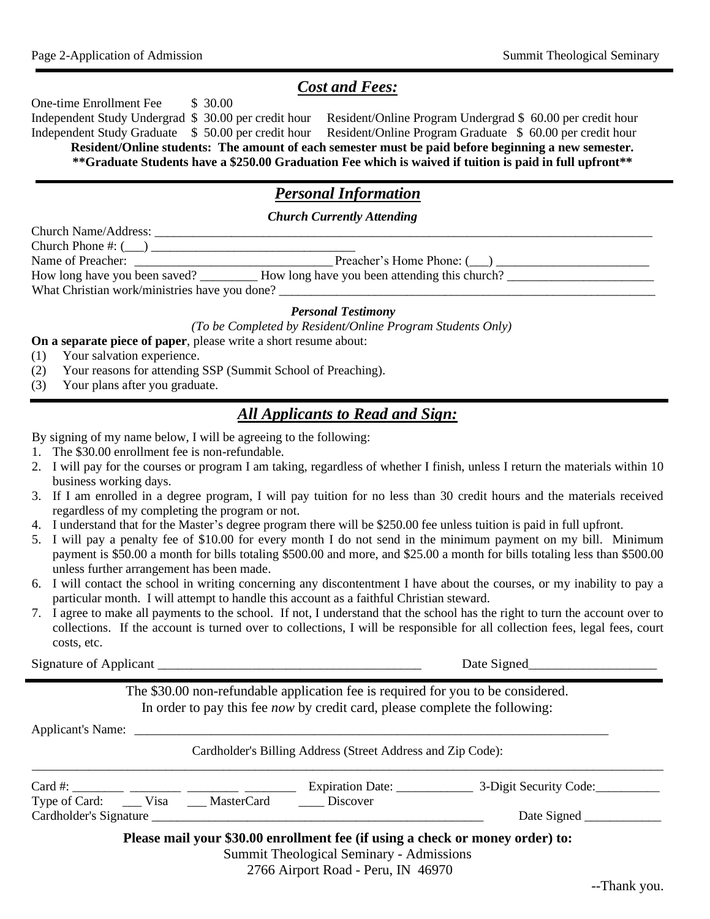## *Cost and Fees:*

One-time Enrollment Fee $ 30.00

| | | | |
|---|---|---|---|
| Independent Study Undergrad | $ 30.00 per credit hour | Resident/Online Program Undergrad | $ 60.00 per credit hour |
| Independent Study Graduate | $ 50.00 per credit hour | Resident/Online Program Graduate | $ 60.00 per credit hour |

**Resident/Online students: The amount of each semester must be paid before beginning a new semester.**

****Graduate Students have a $250.00 Graduation Fee which is waived if tuition is paid in full upfront****

## *Personal Information*

***Church Currently Attending***

Church Name/Address: ______________________________________________________________________________

Church Phone #: (___) ________________________________

Name of Preacher: ______________________________ Preacher's Home Phone: (___) ________________________

How long have you been saved? _________ How long have you been attending this church? _______________________

What Christian work/ministries have you done? _______________________________________________________________

***Personal Testimony***

*(To be Completed by Resident/Online Program Students Only)*

**On a separate piece of paper**, please write a short resume about:

(1) Your salvation experience.
(2) Your reasons for attending SSP (Summit School of Preaching).
(3) Your plans after you graduate.

## *All Applicants to Read and Sign:*

By signing of my name below, I will be agreeing to the following:

1. The $30.00 enrollment fee is non-refundable.
2. I will pay for the courses or program I am taking, regardless of whether I finish, unless I return the materials within 10 business working days.
3. If I am enrolled in a degree program, I will pay tuition for no less than 30 credit hours and the materials received regardless of my completing the program or not.
4. I understand that for the Master's degree program there will be $250.00 fee unless tuition is paid in full upfront.
5. I will pay a penalty fee of $10.00 for every month I do not send in the minimum payment on my bill. Minimum payment is $50.00 a month for bills totaling $500.00 and more, and $25.00 a month for bills totaling less than $500.00 unless further arrangement has been made.
6. I will contact the school in writing concerning any discontentment I have about the courses, or my inability to pay a particular month. I will attempt to handle this account as a faithful Christian steward.
7. I agree to make all payments to the school. If not, I understand that the school has the right to turn the account over to collections. If the account is turned over to collections, I will be responsible for all collection fees, legal fees, court costs, etc.

Signature of Applicant ________________________________________ Date Signed___________________

The $30.00 non-refundable application fee is required for you to be considered.
In order to pay this fee *now* by credit card, please complete the following:

Applicant's Name: ____________________________________________________________________________

Cardholder's Billing Address (Street Address and Zip Code):

______________________________________________________________________________________________

Card #: ________ ________ ________ ________ Expiration Date: ____________ 3-Digit Security Code:__________

Type of Card: ___ Visa ___ MasterCard ____ Discover

Cardholder's Signature _____________________________________________________ Date Signed ____________

**Please mail your $30.00 enrollment fee (if using a check or money order) to:**

Summit Theological Seminary - Admissions
2766 Airport Road - Peru, IN 46970

--Thank you.